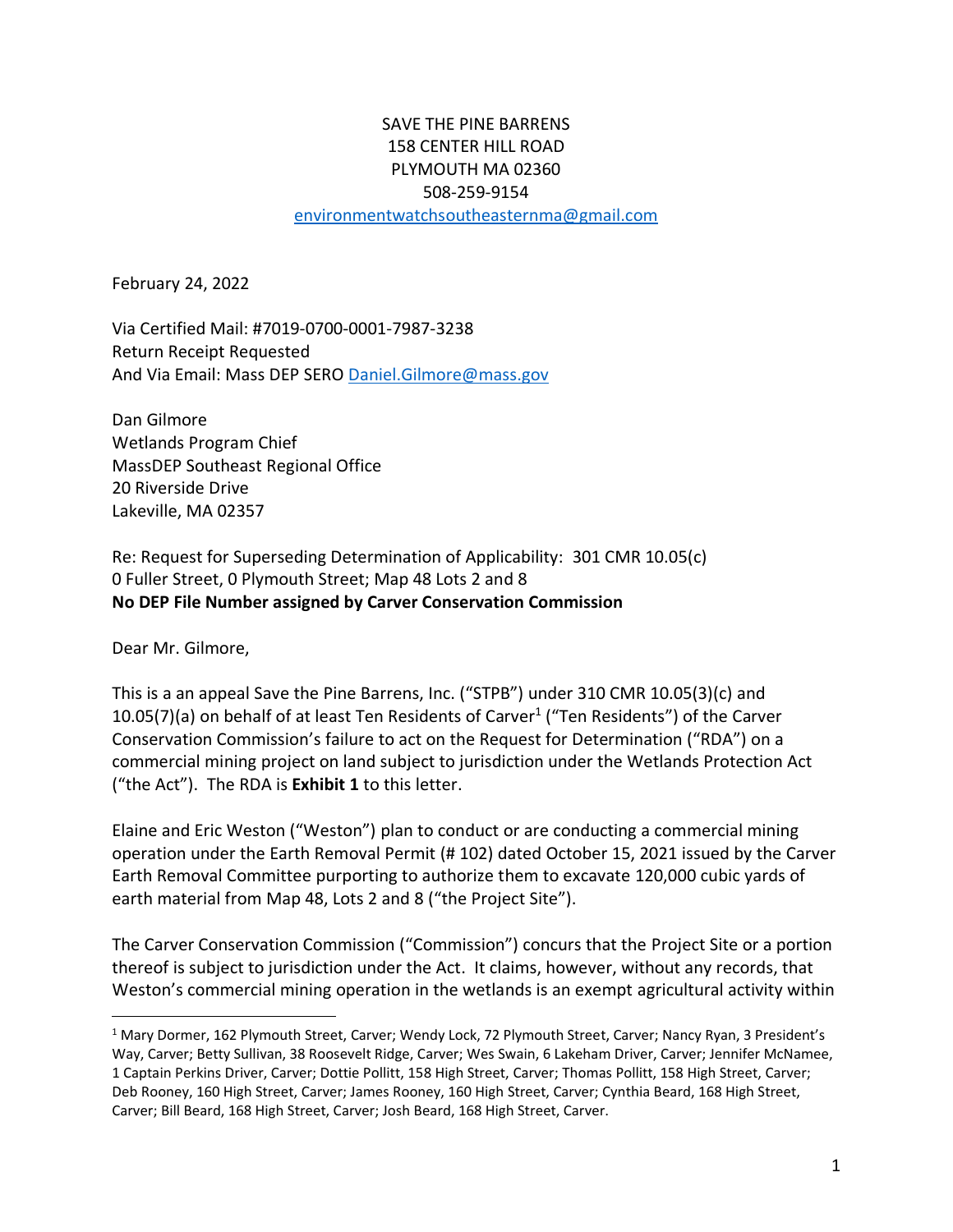SAVE THE PINE BARRENS
158 CENTER HILL ROAD
PLYMOUTH MA 02360
508-259-9154
environmentwatchsoutheasternma@gmail.com

February 24, 2022

Via Certified Mail: #7019-0700-0001-7987-3238
Return Receipt Requested
And Via Email: Mass DEP SERO Daniel.Gilmore@mass.gov

Dan Gilmore
Wetlands Program Chief
MassDEP Southeast Regional Office
20 Riverside Drive
Lakeville, MA 02357

Re: Request for Superseding Determination of Applicability: 301 CMR 10.05(c)
0 Fuller Street, 0 Plymouth Street; Map 48 Lots 2 and 8
**No DEP File Number assigned by Carver Conservation Commission**

Dear Mr. Gilmore,

This is a an appeal Save the Pine Barrens, Inc. ("STPB") under 310 CMR 10.05(3)(c) and 10.05(7)(a) on behalf of at least Ten Residents of Carver[1] ("Ten Residents") of the Carver Conservation Commission's failure to act on the Request for Determination ("RDA") on a commercial mining project on land subject to jurisdiction under the Wetlands Protection Act ("the Act"). The RDA is **Exhibit 1** to this letter.

Elaine and Eric Weston ("Weston") plan to conduct or are conducting a commercial mining operation under the Earth Removal Permit (# 102) dated October 15, 2021 issued by the Carver Earth Removal Committee purporting to authorize them to excavate 120,000 cubic yards of earth material from Map 48, Lots 2 and 8 ("the Project Site").

The Carver Conservation Commission ("Commission") concurs that the Project Site or a portion thereof is subject to jurisdiction under the Act. It claims, however, without any records, that Weston's commercial mining operation in the wetlands is an exempt agricultural activity within

[1] Mary Dormer, 162 Plymouth Street, Carver; Wendy Lock, 72 Plymouth Street, Carver; Nancy Ryan, 3 President's Way, Carver; Betty Sullivan, 38 Roosevelt Ridge, Carver; Wes Swain, 6 Lakeham Driver, Carver; Jennifer McNamee, 1 Captain Perkins Driver, Carver; Dottie Pollitt, 158 High Street, Carver; Thomas Pollitt, 158 High Street, Carver; Deb Rooney, 160 High Street, Carver; James Rooney, 160 High Street, Carver; Cynthia Beard, 168 High Street, Carver; Bill Beard, 168 High Street, Carver; Josh Beard, 168 High Street, Carver.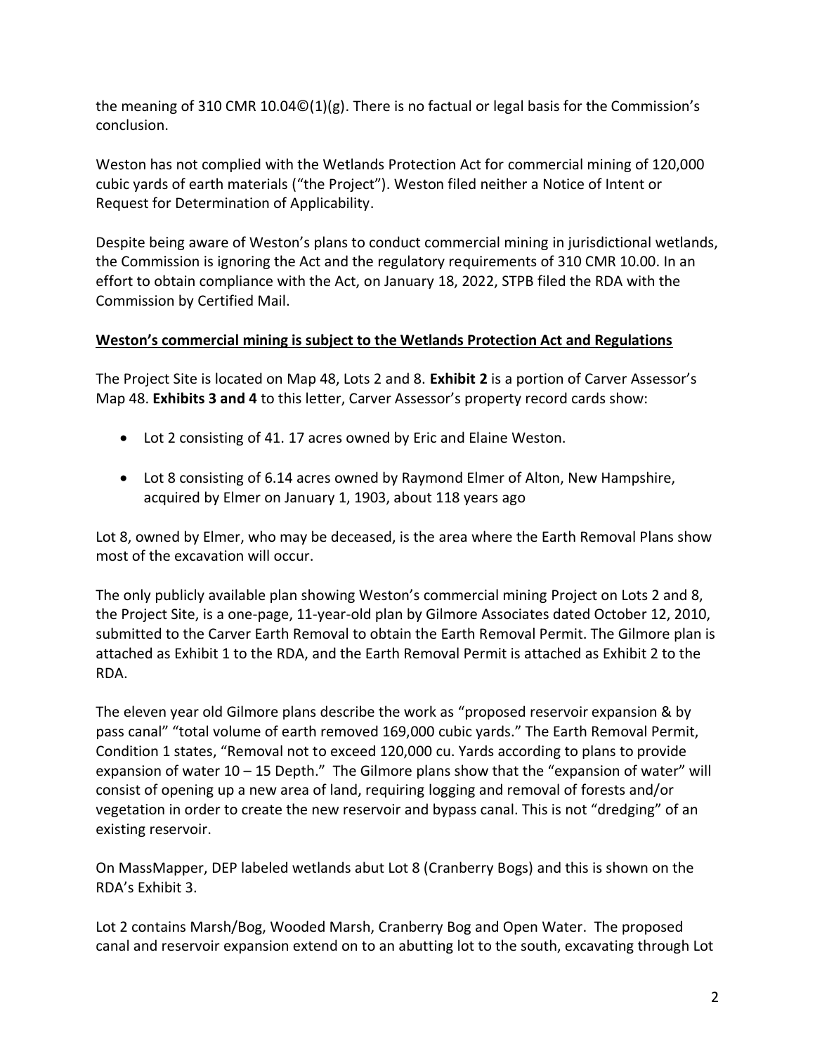the meaning of 310 CMR 10.04©(1)(g). There is no factual or legal basis for the Commission's conclusion.

Weston has not complied with the Wetlands Protection Act for commercial mining of 120,000 cubic yards of earth materials ("the Project"). Weston filed neither a Notice of Intent or Request for Determination of Applicability.

Despite being aware of Weston's plans to conduct commercial mining in jurisdictional wetlands, the Commission is ignoring the Act and the regulatory requirements of 310 CMR 10.00. In an effort to obtain compliance with the Act, on January 18, 2022, STPB filed the RDA with the Commission by Certified Mail.

**Weston's commercial mining is subject to the Wetlands Protection Act and Regulations**

The Project Site is located on Map 48, Lots 2 and 8. **Exhibit 2** is a portion of Carver Assessor's Map 48. **Exhibits 3 and 4** to this letter, Carver Assessor's property record cards show:

- Lot 2 consisting of 41. 17 acres owned by Eric and Elaine Weston.
- Lot 8 consisting of 6.14 acres owned by Raymond Elmer of Alton, New Hampshire, acquired by Elmer on January 1, 1903, about 118 years ago

Lot 8, owned by Elmer, who may be deceased, is the area where the Earth Removal Plans show most of the excavation will occur.

The only publicly available plan showing Weston's commercial mining Project on Lots 2 and 8, the Project Site, is a one-page, 11-year-old plan by Gilmore Associates dated October 12, 2010, submitted to the Carver Earth Removal to obtain the Earth Removal Permit. The Gilmore plan is attached as Exhibit 1 to the RDA, and the Earth Removal Permit is attached as Exhibit 2 to the RDA.

The eleven year old Gilmore plans describe the work as "proposed reservoir expansion & by pass canal" "total volume of earth removed 169,000 cubic yards." The Earth Removal Permit, Condition 1 states, "Removal not to exceed 120,000 cu. Yards according to plans to provide expansion of water 10 – 15 Depth." The Gilmore plans show that the "expansion of water" will consist of opening up a new area of land, requiring logging and removal of forests and/or vegetation in order to create the new reservoir and bypass canal. This is not "dredging" of an existing reservoir.

On MassMapper, DEP labeled wetlands abut Lot 8 (Cranberry Bogs) and this is shown on the RDA's Exhibit 3.

Lot 2 contains Marsh/Bog, Wooded Marsh, Cranberry Bog and Open Water. The proposed canal and reservoir expansion extend on to an abutting lot to the south, excavating through Lot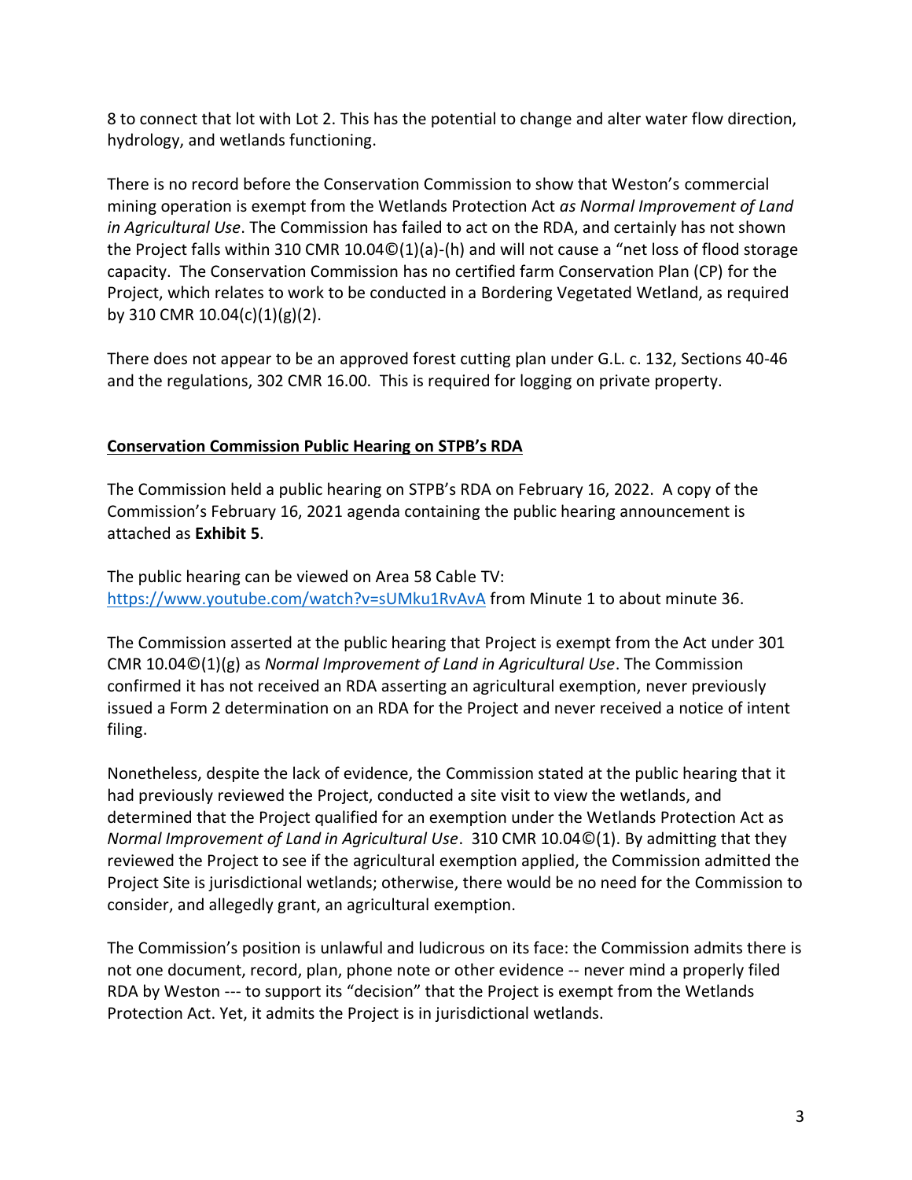8 to connect that lot with Lot 2. This has the potential to change and alter water flow direction, hydrology, and wetlands functioning.

There is no record before the Conservation Commission to show that Weston's commercial mining operation is exempt from the Wetlands Protection Act *as Normal Improvement of Land in Agricultural Use*. The Commission has failed to act on the RDA, and certainly has not shown the Project falls within 310 CMR 10.04©(1)(a)-(h) and will not cause a "net loss of flood storage capacity. The Conservation Commission has no certified farm Conservation Plan (CP) for the Project, which relates to work to be conducted in a Bordering Vegetated Wetland, as required by 310 CMR 10.04(c)(1)(g)(2).

There does not appear to be an approved forest cutting plan under G.L. c. 132, Sections 40-46 and the regulations, 302 CMR 16.00. This is required for logging on private property.

**Conservation Commission Public Hearing on STPB's RDA**

The Commission held a public hearing on STPB's RDA on February 16, 2022. A copy of the Commission's February 16, 2021 agenda containing the public hearing announcement is attached as **Exhibit 5**.

The public hearing can be viewed on Area 58 Cable TV: https://www.youtube.com/watch?v=sUMku1RvAvA from Minute 1 to about minute 36.

The Commission asserted at the public hearing that Project is exempt from the Act under 301 CMR 10.04©(1)(g) as *Normal Improvement of Land in Agricultural Use*. The Commission confirmed it has not received an RDA asserting an agricultural exemption, never previously issued a Form 2 determination on an RDA for the Project and never received a notice of intent filing.

Nonetheless, despite the lack of evidence, the Commission stated at the public hearing that it had previously reviewed the Project, conducted a site visit to view the wetlands, and determined that the Project qualified for an exemption under the Wetlands Protection Act as *Normal Improvement of Land in Agricultural Use*. 310 CMR 10.04©(1). By admitting that they reviewed the Project to see if the agricultural exemption applied, the Commission admitted the Project Site is jurisdictional wetlands; otherwise, there would be no need for the Commission to consider, and allegedly grant, an agricultural exemption.

The Commission's position is unlawful and ludicrous on its face: the Commission admits there is not one document, record, plan, phone note or other evidence -- never mind a properly filed RDA by Weston --- to support its "decision" that the Project is exempt from the Wetlands Protection Act. Yet, it admits the Project is in jurisdictional wetlands.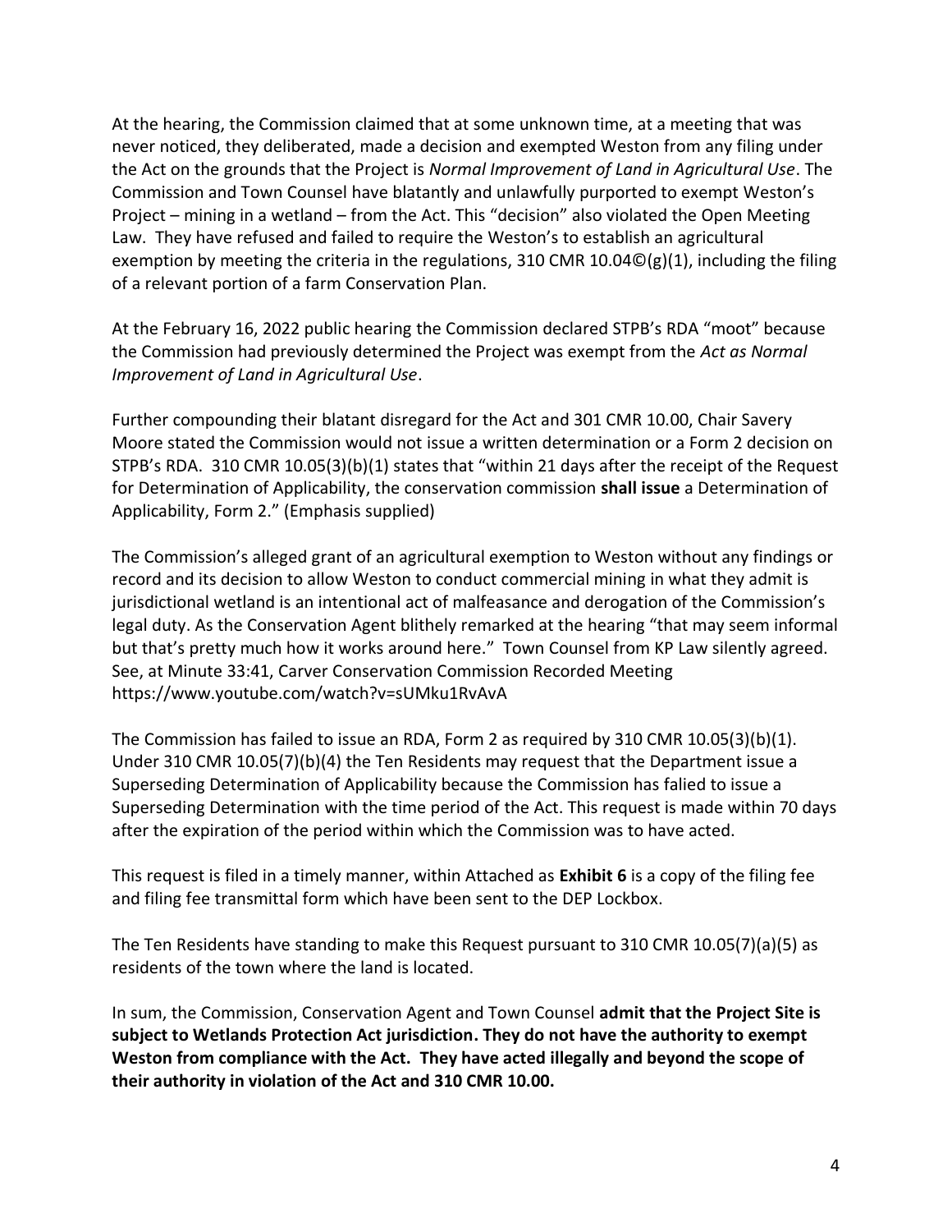At the hearing, the Commission claimed that at some unknown time, at a meeting that was never noticed, they deliberated, made a decision and exempted Weston from any filing under the Act on the grounds that the Project is *Normal Improvement of Land in Agricultural Use*. The Commission and Town Counsel have blatantly and unlawfully purported to exempt Weston's Project – mining in a wetland – from the Act. This "decision" also violated the Open Meeting Law. They have refused and failed to require the Weston's to establish an agricultural exemption by meeting the criteria in the regulations, 310 CMR 10.04©(g)(1), including the filing of a relevant portion of a farm Conservation Plan.

At the February 16, 2022 public hearing the Commission declared STPB's RDA "moot" because the Commission had previously determined the Project was exempt from the *Act as Normal Improvement of Land in Agricultural Use*.

Further compounding their blatant disregard for the Act and 301 CMR 10.00, Chair Savery Moore stated the Commission would not issue a written determination or a Form 2 decision on STPB's RDA. 310 CMR 10.05(3)(b)(1) states that "within 21 days after the receipt of the Request for Determination of Applicability, the conservation commission **shall issue** a Determination of Applicability, Form 2." (Emphasis supplied)

The Commission's alleged grant of an agricultural exemption to Weston without any findings or record and its decision to allow Weston to conduct commercial mining in what they admit is jurisdictional wetland is an intentional act of malfeasance and derogation of the Commission's legal duty. As the Conservation Agent blithely remarked at the hearing "that may seem informal but that's pretty much how it works around here." Town Counsel from KP Law silently agreed. See, at Minute 33:41, Carver Conservation Commission Recorded Meeting https://www.youtube.com/watch?v=sUMku1RvAvA

The Commission has failed to issue an RDA, Form 2 as required by 310 CMR 10.05(3)(b)(1). Under 310 CMR 10.05(7)(b)(4) the Ten Residents may request that the Department issue a Superseding Determination of Applicability because the Commission has falied to issue a Superseding Determination with the time period of the Act. This request is made within 70 days after the expiration of the period within which the Commission was to have acted.

This request is filed in a timely manner, within Attached as **Exhibit 6** is a copy of the filing fee and filing fee transmittal form which have been sent to the DEP Lockbox.

The Ten Residents have standing to make this Request pursuant to 310 CMR 10.05(7)(a)(5) as residents of the town where the land is located.

In sum, the Commission, Conservation Agent and Town Counsel **admit that the Project Site is subject to Wetlands Protection Act jurisdiction. They do not have the authority to exempt Weston from compliance with the Act. They have acted illegally and beyond the scope of their authority in violation of the Act and 310 CMR 10.00.**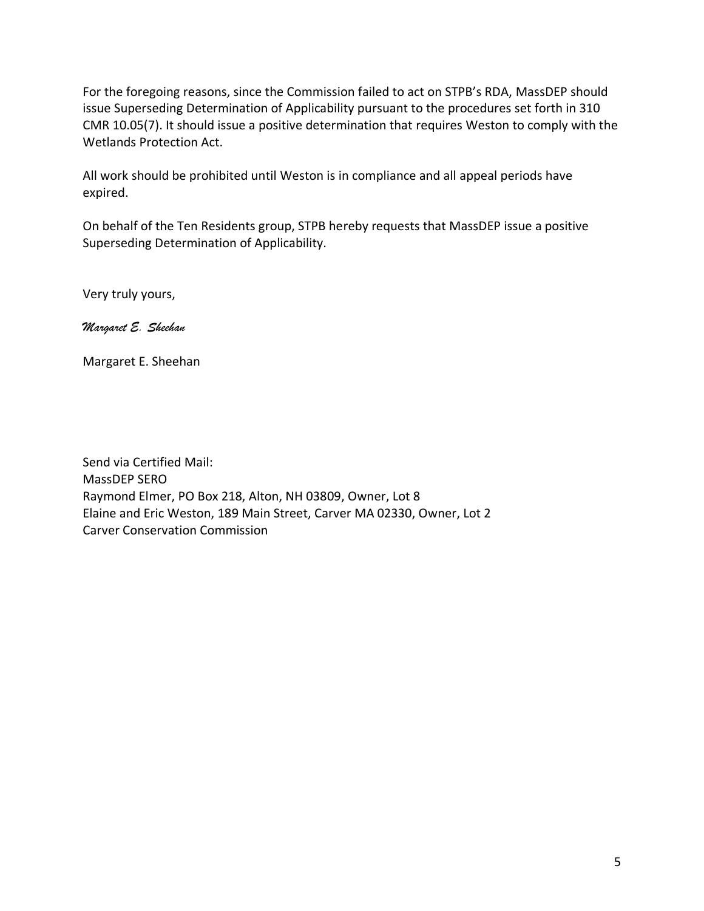For the foregoing reasons, since the Commission failed to act on STPB's RDA, MassDEP should issue Superseding Determination of Applicability pursuant to the procedures set forth in 310 CMR 10.05(7). It should issue a positive determination that requires Weston to comply with the Wetlands Protection Act.

All work should be prohibited until Weston is in compliance and all appeal periods have expired.

On behalf of the Ten Residents group, STPB hereby requests that MassDEP issue a positive Superseding Determination of Applicability.

Very truly yours,

*Margaret E. Sheehan*

Margaret E. Sheehan

Send via Certified Mail:
MassDEP SERO
Raymond Elmer, PO Box 218, Alton, NH 03809, Owner, Lot 8
Elaine and Eric Weston, 189 Main Street, Carver MA 02330, Owner, Lot 2
Carver Conservation Commission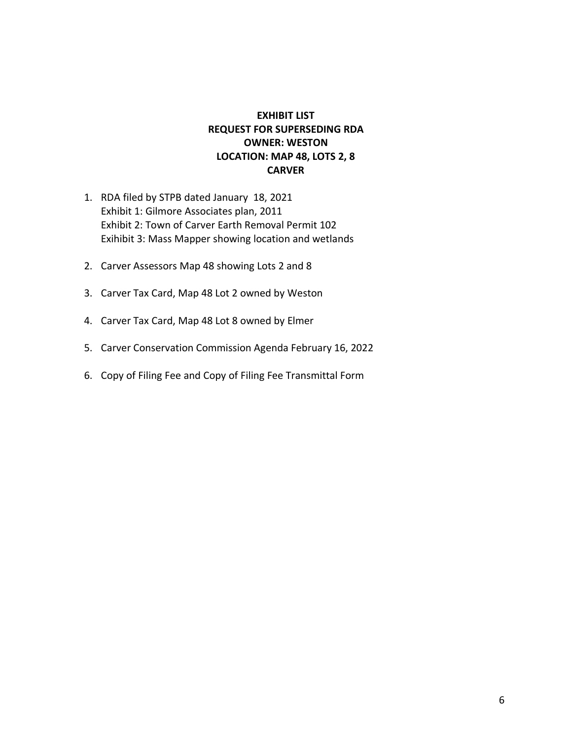**EXHIBIT LIST**
**REQUEST FOR SUPERSEDING RDA**
**OWNER: WESTON**
**LOCATION: MAP 48, LOTS 2, 8**
**CARVER**

1. RDA filed by STPB dated January 18, 2021
   Exhibit 1: Gilmore Associates plan, 2011
   Exhibit 2: Town of Carver Earth Removal Permit 102
   Exihibit 3: Mass Mapper showing location and wetlands

2. Carver Assessors Map 48 showing Lots 2 and 8

3. Carver Tax Card, Map 48 Lot 2 owned by Weston

4. Carver Tax Card, Map 48 Lot 8 owned by Elmer

5. Carver Conservation Commission Agenda February 16, 2022

6. Copy of Filing Fee and Copy of Filing Fee Transmittal Form